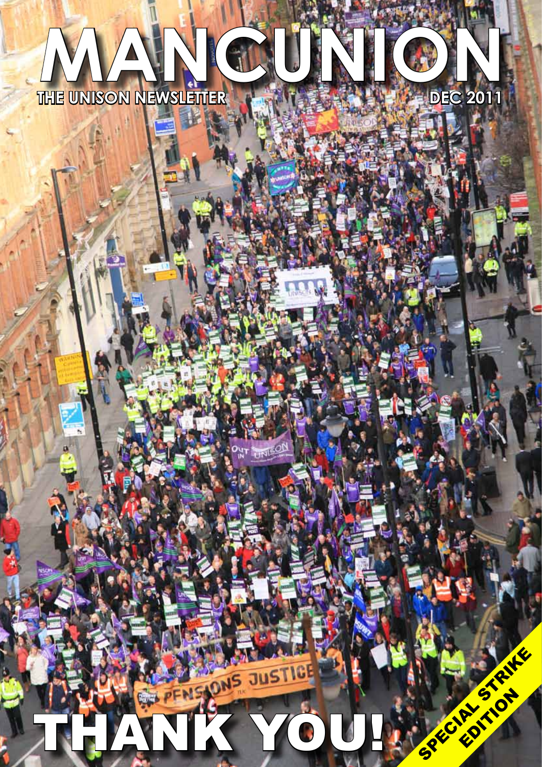# MANCUNION

THE UNISON NEWSLETTER

DEC 2011

# THANK YOU!

SPECIAL STRIKE EDITION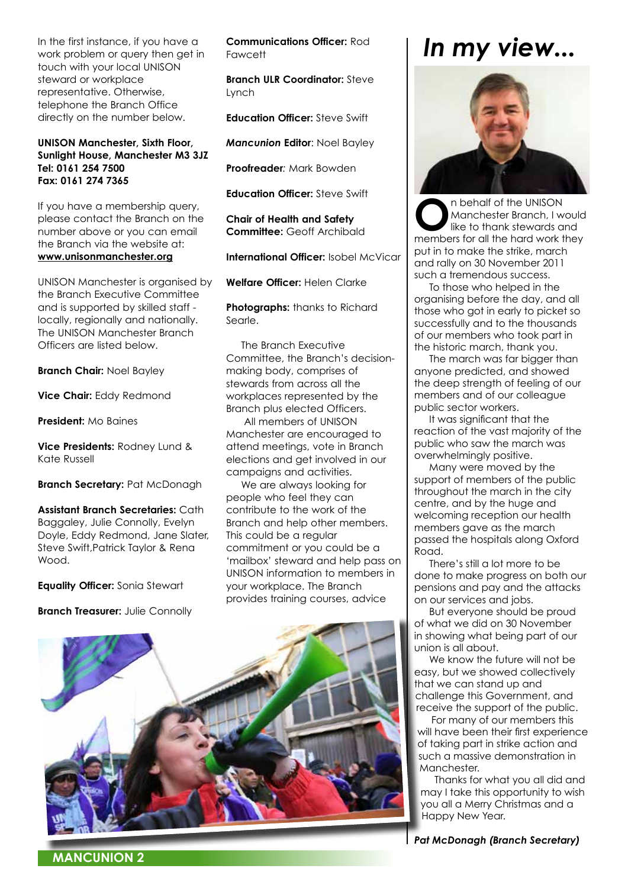In the first instance, if you have a work problem or query then get in touch with your local UNISON steward or workplace representative. Otherwise, telephone the Branch Office directly on the number below.

**UNISON Manchester, Sixth Floor, Sunlight House, Manchester M3 3JZ**
**Tel: 0161 254 7500**
**Fax: 0161 274 7365**

If you have a membership query, please contact the Branch on the number above or you can email the Branch via the website at: **www.unisonmanchester.org**

UNISON Manchester is organised by the Branch Executive Committee and is supported by skilled staff - locally, regionally and nationally. The UNISON Manchester Branch Officers are listed below.

**Branch Chair:** Noel Bayley

**Vice Chair:** Eddy Redmond

**President:** Mo Baines

**Vice Presidents:** Rodney Lund & Kate Russell

**Branch Secretary:** Pat McDonagh

**Assistant Branch Secretaries:** Cath Baggaley, Julie Connolly, Evelyn Doyle, Eddy Redmond, Jane Slater, Steve Swift,Patrick Taylor & Rena Wood.

**Equality Officer:** Sonia Stewart

**Branch Treasurer:** Julie Connolly

**Communications Officer:** Rod Fawcett

**Branch ULR Coordinator:** Steve Lynch

**Education Officer:** Steve Swift

***Mancunion* Editor**: Noel Bayley

**Proofreader**: Mark Bowden

**Education Officer:** Steve Swift

**Chair of Health and Safety Committee:** Geoff Archibald

**International Officer:** Isobel McVicar

**Welfare Officer:** Helen Clarke

**Photographs:** thanks to Richard Searle.

The Branch Executive Committee, the Branch's decision-making body, comprises of stewards from across all the workplaces represented by the Branch plus elected Officers.

All members of UNISON Manchester are encouraged to attend meetings, vote in Branch elections and get involved in our campaigns and activities.

We are always looking for people who feel they can contribute to the work of the Branch and help other members. This could be a regular commitment or you could be a 'mailbox' steward and help pass on UNISON information to members in your workplace. The Branch provides training courses, advice

# *In my view...*

On behalf of the UNISON Manchester Branch, I would like to thank stewards and members for all the hard work they put in to make the strike, march and rally on 30 November 2011 such a tremendous success.

To those who helped in the organising before the day, and all those who got in early to picket so successfully and to the thousands of our members who took part in the historic march, thank you.

The march was far bigger than anyone predicted, and showed the deep strength of feeling of our members and of our colleague public sector workers.

It was significant that the reaction of the vast majority of the public who saw the march was overwhelmingly positive.

Many were moved by the support of members of the public throughout the march in the city centre, and by the huge and welcoming reception our health members gave as the march passed the hospitals along Oxford Road.

There's still a lot more to be done to make progress on both our pensions and pay and the attacks on our services and jobs.

But everyone should be proud of what we did on 30 November in showing what being part of our union is all about.

We know the future will not be easy, but we showed collectively that we can stand up and challenge this Government, and receive the support of the public.

For many of our members this will have been their first experience of taking part in strike action and such a massive demonstration in Manchester.

Thanks for what you all did and may I take this opportunity to wish you all a Merry Christmas and a Happy New Year.

***Pat McDonagh (Branch Secretary)***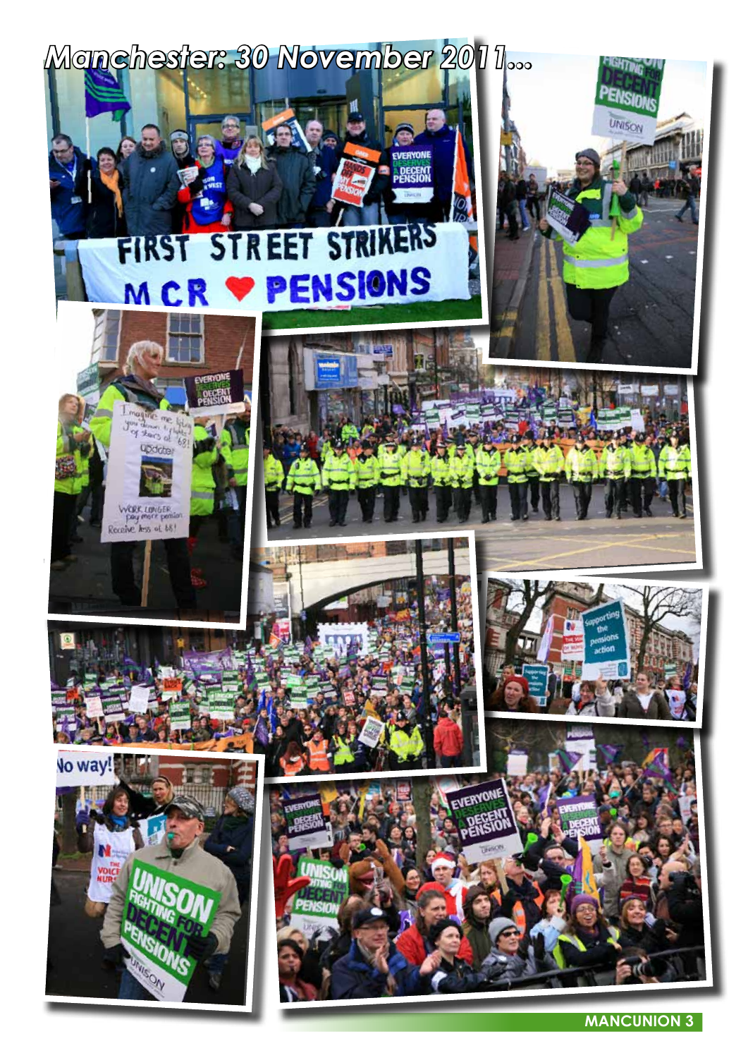# Manchester: 30 November 2011...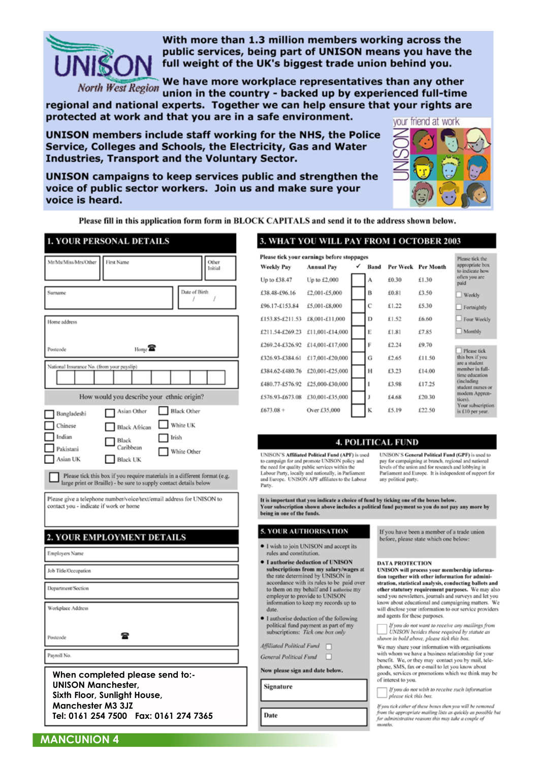UNISON North West Region

**With more than 1.3 million members working across the public services, being part of UNISON means you have the full weight of the UK's biggest trade union behind you.**

**We have more workplace representatives than any other union in the country - backed up by experienced full-time regional and national experts. Together we can help ensure that your rights are protected at work and that you are in a safe environment.**

**UNISON members include staff working for the NHS, the Police Service, Colleges and Schools, the Electricity, Gas and Water Industries, Transport and the Voluntary Sector.**

**UNISON campaigns to keep services public and strengthen the voice of public sector workers. Join us and make sure your voice is heard.**

your friend at work

UNISON

Please fill in this application form form in BLOCK CAPITALS and send it to the address shown below.

## 1. YOUR PERSONAL DETAILS

Mr/Ms/Miss/Mrs/Other

First Name

Other Initial

Surname

Date of Birth / /

Home address

Postcode

Home ☎

National Insurance No. (from your payslip)

How would you describe your ethnic origin?

- ☐ Bangladeshi
- ☐ Chinese
- ☐ Indian
- ☐ Pakistani
- ☐ Asian UK
- ☐ Asian Other
- ☐ Black African
- ☐ Black Caribbean
- ☐ Black UK
- ☐ Black Other
- ☐ White UK
- ☐ Irish
- ☐ White Other

☐ Please tick this box if you require materials in a different format (e.g. large print or Braille) - be sure to supply contact details below

Please give a telephone number/voice/text/email address for UNISON to contact you - indicate if work or home

## 2. YOUR EMPLOYMENT DETAILS

Employers Name

Job Title/Occupation

Department/Section

Workplace Address

Postcode ☎

Payroll No.

When completed please send to:-
UNISON Manchester,
Sixth Floor, Sunlight House,
Manchester M3 3JZ
Tel: 0161 254 7500 Fax: 0161 274 7365

## 3. WHAT YOU WILL PAY FROM 1 OCTOBER 2003

**Please tick your earnings before stoppages**

| Weekly Pay | Annual Pay | ✓ | Band | Per Week | Per Month |
|---|---|---|---|---|---|
| Up to £38.47 | Up to £2,000 | | A | £0.30 | £1.30 |
| £38.48-£96.16 | £2,001-£5,000 | | B | £0.81 | £3.50 |
| £96.17-£153.84 | £5,001-£8,000 | | C | £1.22 | £5.30 |
| £153.85-£211.53 | £8,001-£11,000 | | D | £1.52 | £6.60 |
| £211.54-£269.23 | £11,001-£14,000 | | E | £1.81 | £7.85 |
| £269.24-£326.92 | £14,001-£17,000 | | F | £2.24 | £9.70 |
| £326.93-£384.61 | £17,001-£20,000 | | G | £2.65 | £11.50 |
| £384.62-£480.76 | £20,001-£25,000 | | H | £3.23 | £14.00 |
| £480.77-£576.92 | £25,000-£30,000 | | I | £3.98 | £17.25 |
| £576.93-£673.08 | £30,001-£35,000 | | J | £4.68 | £20.30 |
| £673.08 + | Over £35,000 | | K | £5.19 | £22.50 |

Please tick the appropriate box to indicate how often you are paid

- ☐ Weekly
- ☐ Fortnightly
- ☐ Four Weekly
- ☐ Monthly

☐ Please tick this box if you are a student member in full-time education (including student nurses or modern Apprentices). Your subscription is £10 per year.

## 4. POLITICAL FUND

UNISON'S **Affiliated Political Fund (APF)** is used to campaign for and promote UNISON policy and the need for quality public services within the Labour Party, locally and nationally, in Parliament and Europe. UNISON APF affiliates to the Labour Party.

UNISON'S **General Political Fund (GPF)** is used to pay for campaigning at branch, regional and national levels of the union and for research and lobbying in Parliament and Europe. It is independent of support for any political party.

**It is important that you indicate a choice of fund by ticking one of the boxes below. Your subscription shown above includes a political fund payment so you do not pay any more by being in one of the funds.**

## 5. YOUR AUTHORISATION

- I wish to join UNISON and accept its rules and constitution.
- **I authorise deduction of UNISON subscriptions from my salary/wages** at the rate determined by UNISON in accordance with its rules to be paid over to them on my behalf and I authorise my employer to provide to UNISON information to keep my records up to date.
- I authorise deduction of the following political fund payment as part of my subscriptions: *Tick one box only*

*Affiliated Political Fund* ☐

*General Political Fund* ☐

**Now please sign and date below.**

**Signature**

**Date**

If you have been a member of a trade union before, please state which one below:

**DATA PROTECTION**

**UNISON will process your membership information together with other information for administration, statistical analysis, conducting ballots and other statutory requirement purposes.** We may also send you newsletters, journals and surveys and let you know about educational and campaigning matters. We will disclose your information to our service providers and agents for these purposes.

☐ *If you do not want to receive any mailings from UNISON besides those required by statute as shown in bold above, please tick this box.*

We may share your information with organisations with whom we have a business relationship for your benefit. We, or they may contact you by mail, telephone, SMS, fax or e-mail to let you know about goods, services or promotions which we think may be of interest to you.

☐ *If you do not wish to receive such information please tick this box.*

*If you tick either of these boxes then you will be removed from the appropriate mailing lists as quickly as possible but for administrative reasons this may take a couple of months.*